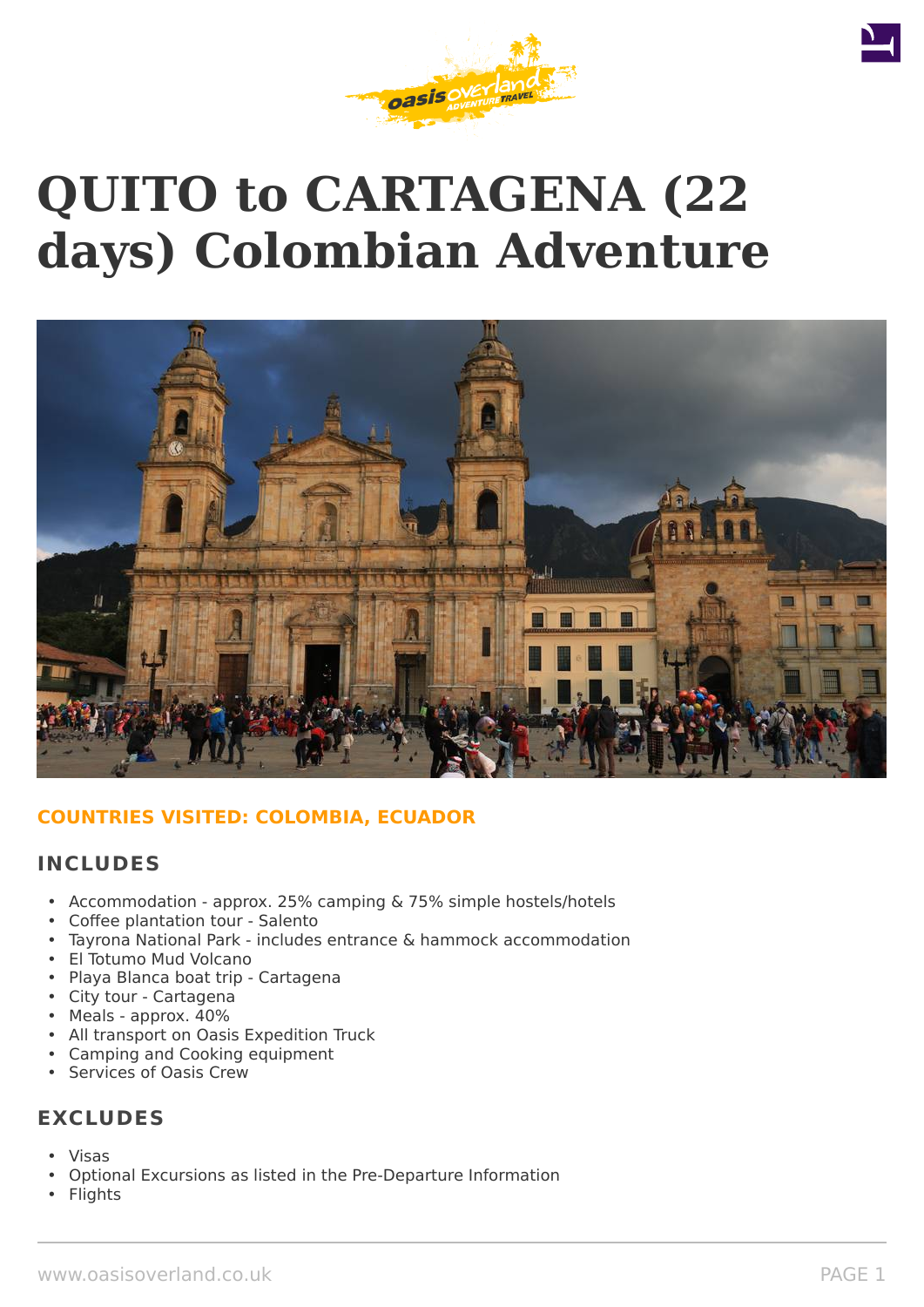# QUITO to CARTAGENA (22 days) Colombian Adventure

**COUNTRIES VISITED: COLOMBIA, ECUADOR**

## INCLUDES

- Accommodation - approx. 25% camping & 75% simple hostels/hotels
- Coffee plantation tour - Salento
- Tayrona National Park - includes entrance & hammock accommodation
- El Totumo Mud Volcano
- Playa Blanca boat trip - Cartagena
- City tour - Cartagena
- Meals - approx. 40%
- All transport on Oasis Expedition Truck
- Camping and Cooking equipment
- Services of Oasis Crew

## EXCLUDES

- Visas
- Optional Excursions as listed in the Pre-Departure Information
- Flights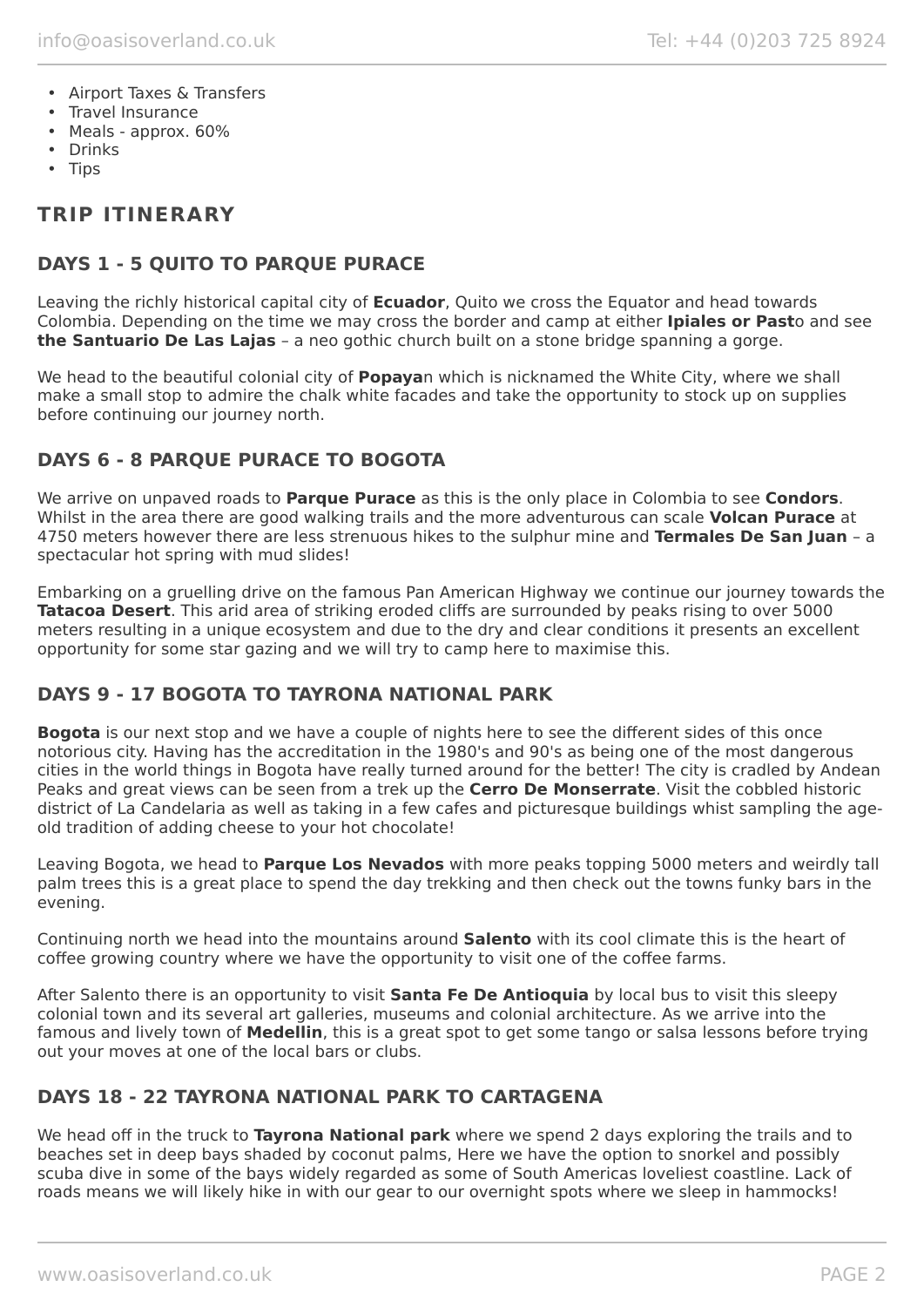- Airport Taxes & Transfers
- Travel Insurance
- Meals - approx. 60%
- Drinks
- Tips

## TRIP ITINERARY

### DAYS 1 - 5 QUITO TO PARQUE PURACE

Leaving the richly historical capital city of **Ecuador**, Quito we cross the Equator and head towards Colombia. Depending on the time we may cross the border and camp at either **Ipiales or Past**o and see **the Santuario De Las Lajas** – a neo gothic church built on a stone bridge spanning a gorge.

We head to the beautiful colonial city of **Popaya**n which is nicknamed the White City, where we shall make a small stop to admire the chalk white facades and take the opportunity to stock up on supplies before continuing our journey north.

### DAYS 6 - 8 PARQUE PURACE TO BOGOTA

We arrive on unpaved roads to **Parque Purace** as this is the only place in Colombia to see **Condors**. Whilst in the area there are good walking trails and the more adventurous can scale **Volcan Purace** at 4750 meters however there are less strenuous hikes to the sulphur mine and **Termales De San Juan** – a spectacular hot spring with mud slides!

Embarking on a gruelling drive on the famous Pan American Highway we continue our journey towards the **Tatacoa Desert**. This arid area of striking eroded cliffs are surrounded by peaks rising to over 5000 meters resulting in a unique ecosystem and due to the dry and clear conditions it presents an excellent opportunity for some star gazing and we will try to camp here to maximise this.

### DAYS 9 - 17 BOGOTA TO TAYRONA NATIONAL PARK

**Bogota** is our next stop and we have a couple of nights here to see the different sides of this once notorious city. Having has the accreditation in the 1980's and 90's as being one of the most dangerous cities in the world things in Bogota have really turned around for the better! The city is cradled by Andean Peaks and great views can be seen from a trek up the **Cerro De Monserrate**. Visit the cobbled historic district of La Candelaria as well as taking in a few cafes and picturesque buildings whist sampling the age-old tradition of adding cheese to your hot chocolate!

Leaving Bogota, we head to **Parque Los Nevados** with more peaks topping 5000 meters and weirdly tall palm trees this is a great place to spend the day trekking and then check out the towns funky bars in the evening.

Continuing north we head into the mountains around **Salento** with its cool climate this is the heart of coffee growing country where we have the opportunity to visit one of the coffee farms.

After Salento there is an opportunity to visit **Santa Fe De Antioquia** by local bus to visit this sleepy colonial town and its several art galleries, museums and colonial architecture. As we arrive into the famous and lively town of **Medellin**, this is a great spot to get some tango or salsa lessons before trying out your moves at one of the local bars or clubs.

### DAYS 18 - 22 TAYRONA NATIONAL PARK TO CARTAGENA

We head off in the truck to **Tayrona National park** where we spend 2 days exploring the trails and to beaches set in deep bays shaded by coconut palms, Here we have the option to snorkel and possibly scuba dive in some of the bays widely regarded as some of South Americas loveliest coastline. Lack of roads means we will likely hike in with our gear to our overnight spots where we sleep in hammocks!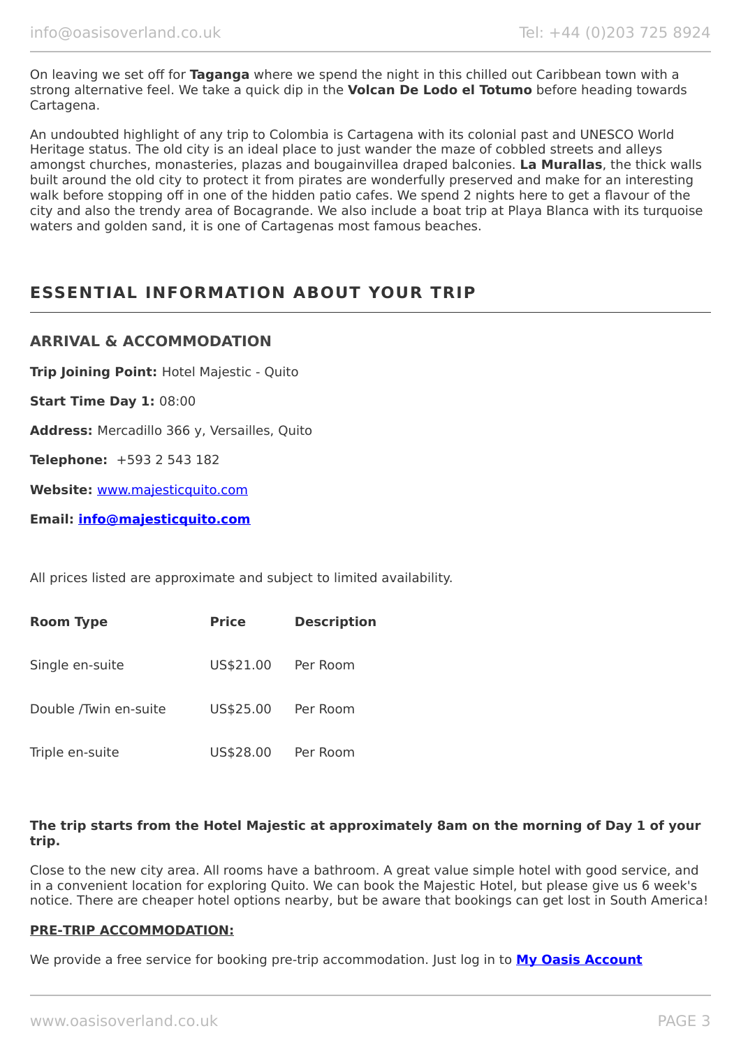On leaving we set off for **Taganga** where we spend the night in this chilled out Caribbean town with a strong alternative feel. We take a quick dip in the **Volcan De Lodo el Totumo** before heading towards Cartagena.

An undoubted highlight of any trip to Colombia is Cartagena with its colonial past and UNESCO World Heritage status. The old city is an ideal place to just wander the maze of cobbled streets and alleys amongst churches, monasteries, plazas and bougainvillea draped balconies. **La Murallas**, the thick walls built around the old city to protect it from pirates are wonderfully preserved and make for an interesting walk before stopping off in one of the hidden patio cafes. We spend 2 nights here to get a flavour of the city and also the trendy area of Bocagrande. We also include a boat trip at Playa Blanca with its turquoise waters and golden sand, it is one of Cartagenas most famous beaches.

## ESSENTIAL INFORMATION ABOUT YOUR TRIP

### ARRIVAL & ACCOMMODATION

**Trip Joining Point:** Hotel Majestic - Quito

**Start Time Day 1:** 08:00

**Address:** Mercadillo 366 y, Versailles, Quito

**Telephone:** +593 2 543 182

**Website:** [www.majesticquito.com](www.majesticquito.com)

**Email:** **[info@majesticquito.com](mailto:info@majesticquito.com)**

All prices listed are approximate and subject to limited availability.

| Room Type | Price | Description |
|---|---|---|
| Single en-suite | US$21.00 | Per Room |
| Double /Twin en-suite | US$25.00 | Per Room |
| Triple en-suite | US$28.00 | Per Room |

**The trip starts from the Hotel Majestic at approximately 8am on the morning of Day 1 of your trip.**

Close to the new city area. All rooms have a bathroom. A great value simple hotel with good service, and in a convenient location for exploring Quito. We can book the Majestic Hotel, but please give us 6 week's notice. There are cheaper hotel options nearby, but be aware that bookings can get lost in South America!

**PRE-TRIP ACCOMMODATION:**

We provide a free service for booking pre-trip accommodation. Just log in to **My Oasis Account**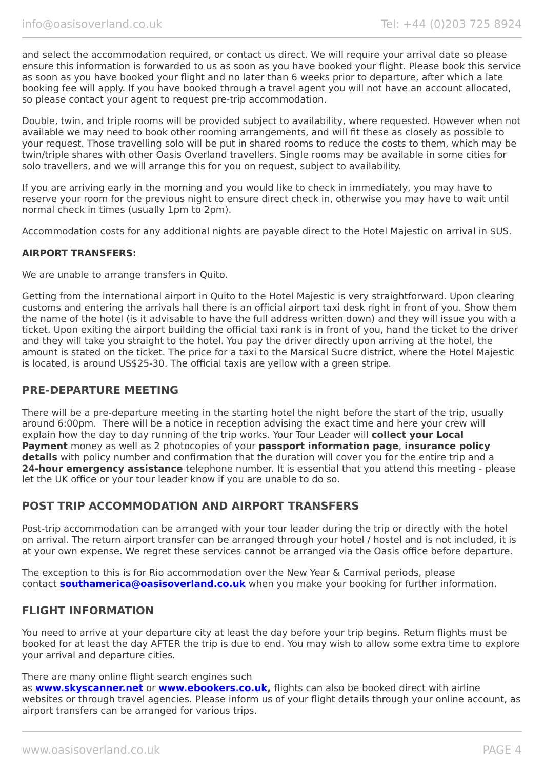and select the accommodation required, or contact us direct. We will require your arrival date so please ensure this information is forwarded to us as soon as you have booked your flight. Please book this service as soon as you have booked your flight and no later than 6 weeks prior to departure, after which a late booking fee will apply. If you have booked through a travel agent you will not have an account allocated, so please contact your agent to request pre-trip accommodation.

Double, twin, and triple rooms will be provided subject to availability, where requested. However when not available we may need to book other rooming arrangements, and will fit these as closely as possible to your request. Those travelling solo will be put in shared rooms to reduce the costs to them, which may be twin/triple shares with other Oasis Overland travellers. Single rooms may be available in some cities for solo travellers, and we will arrange this for you on request, subject to availability.

If you are arriving early in the morning and you would like to check in immediately, you may have to reserve your room for the previous night to ensure direct check in, otherwise you may have to wait until normal check in times (usually 1pm to 2pm).

Accommodation costs for any additional nights are payable direct to the Hotel Majestic on arrival in $US.

**AIRPORT TRANSFERS:**

We are unable to arrange transfers in Quito.

Getting from the international airport in Quito to the Hotel Majestic is very straightforward. Upon clearing customs and entering the arrivals hall there is an official airport taxi desk right in front of you. Show them the name of the hotel (is it advisable to have the full address written down) and they will issue you with a ticket. Upon exiting the airport building the official taxi rank is in front of you, hand the ticket to the driver and they will take you straight to the hotel. You pay the driver directly upon arriving at the hotel, the amount is stated on the ticket. The price for a taxi to the Marsical Sucre district, where the Hotel Majestic is located, is around US$25-30. The official taxis are yellow with a green stripe.

## PRE-DEPARTURE MEETING

There will be a pre-departure meeting in the starting hotel the night before the start of the trip, usually around 6:00pm. There will be a notice in reception advising the exact time and here your crew will explain how the day to day running of the trip works. Your Tour Leader will **collect your Local Payment** money as well as 2 photocopies of your **passport information page**, **insurance policy details** with policy number and confirmation that the duration will cover you for the entire trip and a **24-hour emergency assistance** telephone number. It is essential that you attend this meeting - please let the UK office or your tour leader know if you are unable to do so.

## POST TRIP ACCOMMODATION AND AIRPORT TRANSFERS

Post-trip accommodation can be arranged with your tour leader during the trip or directly with the hotel on arrival. The return airport transfer can be arranged through your hotel / hostel and is not included, it is at your own expense. We regret these services cannot be arranged via the Oasis office before departure.

The exception to this is for Rio accommodation over the New Year & Carnival periods, please contact **southamerica@oasisoverland.co.uk** when you make your booking for further information.

## FLIGHT INFORMATION

You need to arrive at your departure city at least the day before your trip begins. Return flights must be booked for at least the day AFTER the trip is due to end. You may wish to allow some extra time to explore your arrival and departure cities.

There are many online flight search engines such as **www.skyscanner.net** or **www.ebookers.co.uk,** flights can also be booked direct with airline websites or through travel agencies. Please inform us of your flight details through your online account, as airport transfers can be arranged for various trips.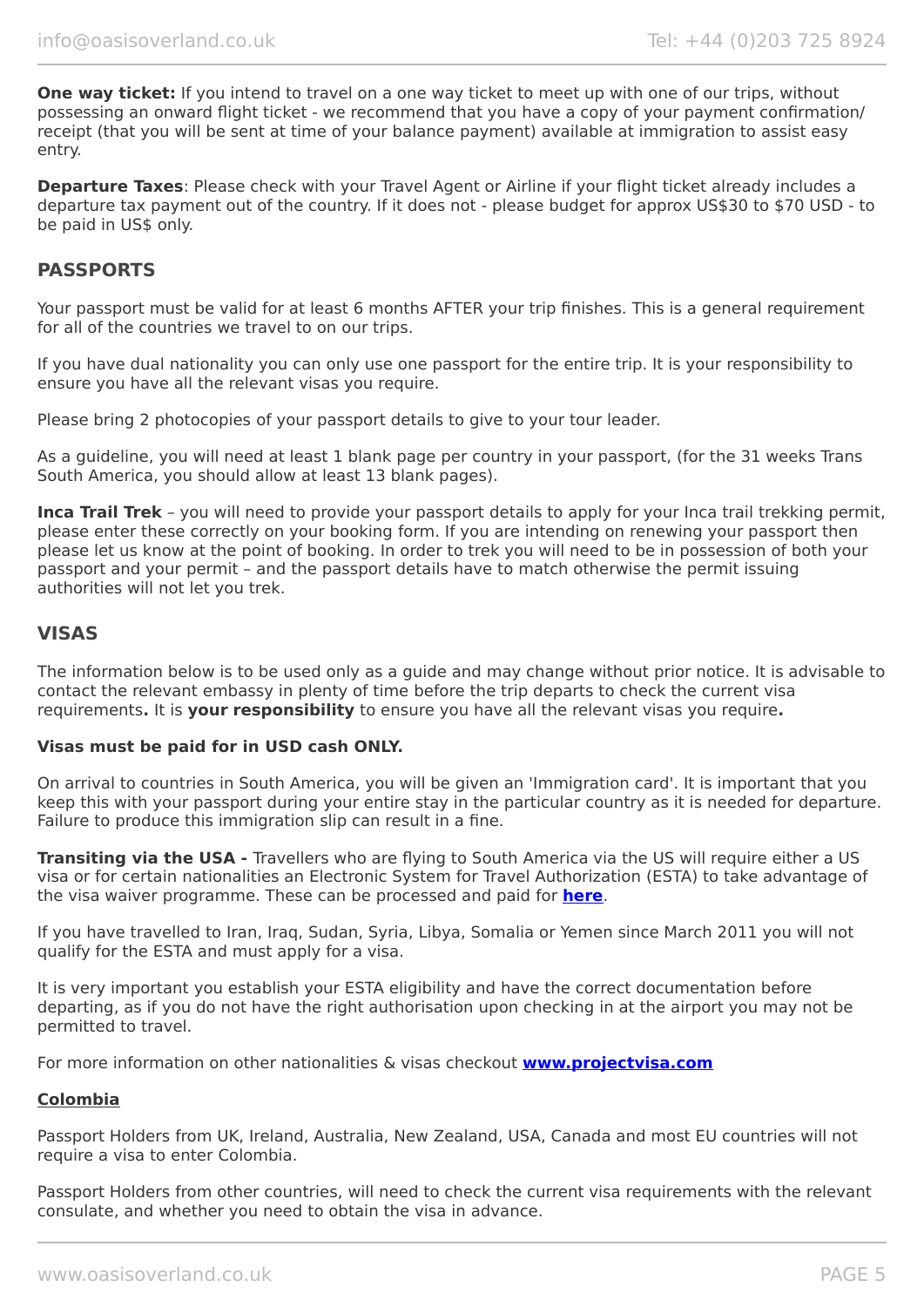**One way ticket:** If you intend to travel on a one way ticket to meet up with one of our trips, without possessing an onward flight ticket - we recommend that you have a copy of your payment confirmation/ receipt (that you will be sent at time of your balance payment) available at immigration to assist easy entry.

**Departure Taxes**: Please check with your Travel Agent or Airline if your flight ticket already includes a departure tax payment out of the country. If it does not - please budget for approx US$30 to $70 USD - to be paid in US$ only.

## PASSPORTS

Your passport must be valid for at least 6 months AFTER your trip finishes. This is a general requirement for all of the countries we travel to on our trips.

If you have dual nationality you can only use one passport for the entire trip. It is your responsibility to ensure you have all the relevant visas you require.

Please bring 2 photocopies of your passport details to give to your tour leader.

As a guideline, you will need at least 1 blank page per country in your passport, (for the 31 weeks Trans South America, you should allow at least 13 blank pages).

**Inca Trail Trek** – you will need to provide your passport details to apply for your Inca trail trekking permit, please enter these correctly on your booking form. If you are intending on renewing your passport then please let us know at the point of booking. In order to trek you will need to be in possession of both your passport and your permit – and the passport details have to match otherwise the permit issuing authorities will not let you trek.

## VISAS

The information below is to be used only as a guide and may change without prior notice. It is advisable to contact the relevant embassy in plenty of time before the trip departs to check the current visa requirements**.** It is **your responsibility** to ensure you have all the relevant visas you require**.**

**Visas must be paid for in USD cash ONLY.**

On arrival to countries in South America, you will be given an 'Immigration card'. It is important that you keep this with your passport during your entire stay in the particular country as it is needed for departure. Failure to produce this immigration slip can result in a fine.

**Transiting via the USA -** Travellers who are flying to South America via the US will require either a US visa or for certain nationalities an Electronic System for Travel Authorization (ESTA) to take advantage of the visa waiver programme. These can be processed and paid for **here**.

If you have travelled to Iran, Iraq, Sudan, Syria, Libya, Somalia or Yemen since March 2011 you will not qualify for the ESTA and must apply for a visa.

It is very important you establish your ESTA eligibility and have the correct documentation before departing, as if you do not have the right authorisation upon checking in at the airport you may not be permitted to travel.

For more information on other nationalities & visas checkout **www.projectvisa.com**

### Colombia

Passport Holders from UK, Ireland, Australia, New Zealand, USA, Canada and most EU countries will not require a visa to enter Colombia.

Passport Holders from other countries, will need to check the current visa requirements with the relevant consulate, and whether you need to obtain the visa in advance.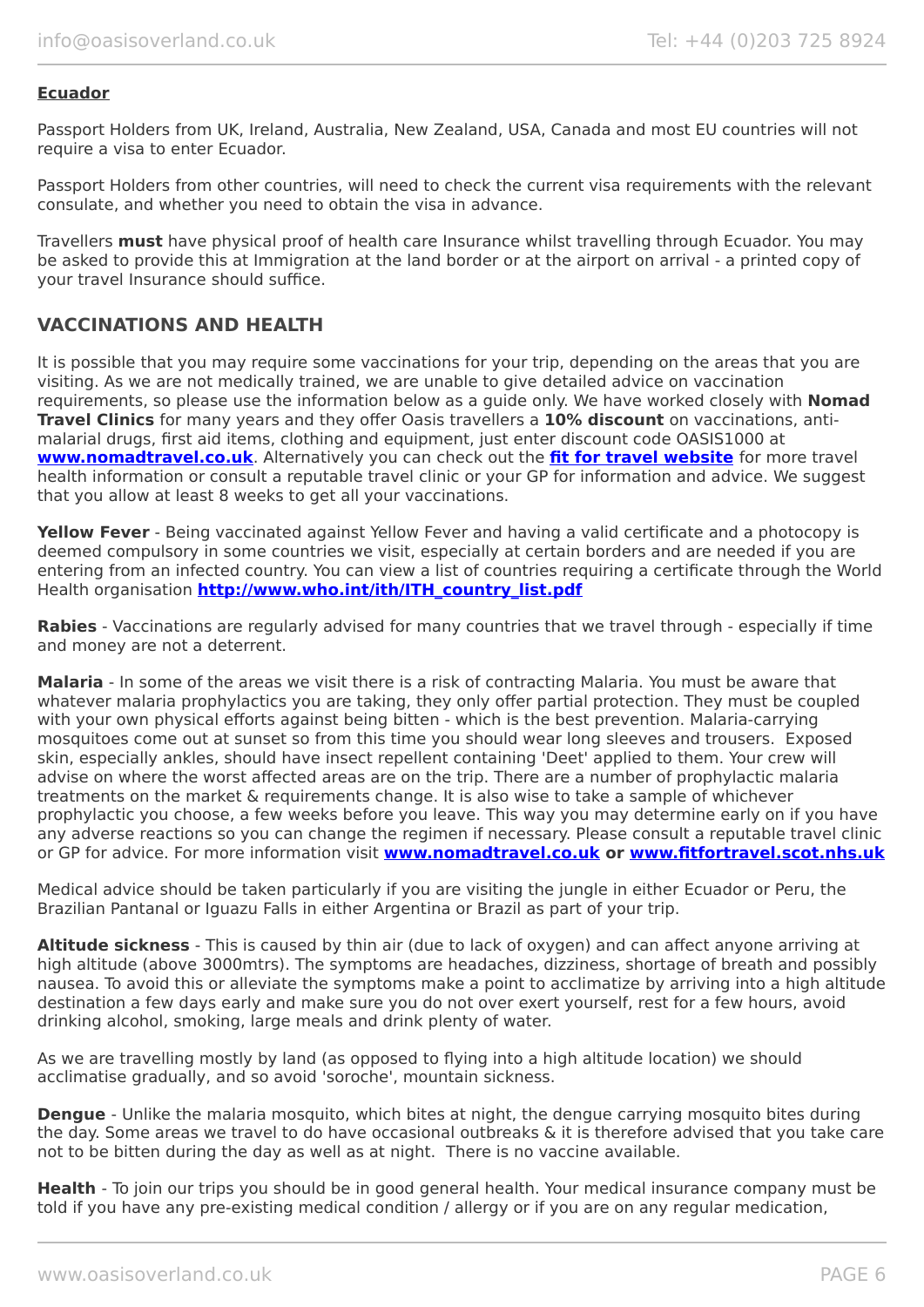**Ecuador**

Passport Holders from UK, Ireland, Australia, New Zealand, USA, Canada and most EU countries will not require a visa to enter Ecuador.

Passport Holders from other countries, will need to check the current visa requirements with the relevant consulate, and whether you need to obtain the visa in advance.

Travellers **must** have physical proof of health care Insurance whilst travelling through Ecuador. You may be asked to provide this at Immigration at the land border or at the airport on arrival - a printed copy of your travel Insurance should suffice.

## VACCINATIONS AND HEALTH

It is possible that you may require some vaccinations for your trip, depending on the areas that you are visiting. As we are not medically trained, we are unable to give detailed advice on vaccination requirements, so please use the information below as a guide only. We have worked closely with **Nomad Travel Clinics** for many years and they offer Oasis travellers a **10% discount** on vaccinations, anti-malarial drugs, first aid items, clothing and equipment, just enter discount code OASIS1000 at **www.nomadtravel.co.uk**. Alternatively you can check out the **fit for travel website** for more travel health information or consult a reputable travel clinic or your GP for information and advice. We suggest that you allow at least 8 weeks to get all your vaccinations.

**Yellow Fever** - Being vaccinated against Yellow Fever and having a valid certificate and a photocopy is deemed compulsory in some countries we visit, especially at certain borders and are needed if you are entering from an infected country. You can view a list of countries requiring a certificate through the World Health organisation **http://www.who.int/ith/ITH_country_list.pdf**

**Rabies** - Vaccinations are regularly advised for many countries that we travel through - especially if time and money are not a deterrent.

**Malaria** - In some of the areas we visit there is a risk of contracting Malaria. You must be aware that whatever malaria prophylactics you are taking, they only offer partial protection. They must be coupled with your own physical efforts against being bitten - which is the best prevention. Malaria-carrying mosquitoes come out at sunset so from this time you should wear long sleeves and trousers. Exposed skin, especially ankles, should have insect repellent containing 'Deet' applied to them. Your crew will advise on where the worst affected areas are on the trip. There are a number of prophylactic malaria treatments on the market & requirements change. It is also wise to take a sample of whichever prophylactic you choose, a few weeks before you leave. This way you may determine early on if you have any adverse reactions so you can change the regimen if necessary. Please consult a reputable travel clinic or GP for advice. For more information visit **www.nomadtravel.co.uk or www.fitfortravel.scot.nhs.uk**

Medical advice should be taken particularly if you are visiting the jungle in either Ecuador or Peru, the Brazilian Pantanal or Iguazu Falls in either Argentina or Brazil as part of your trip.

**Altitude sickness** - This is caused by thin air (due to lack of oxygen) and can affect anyone arriving at high altitude (above 3000mtrs). The symptoms are headaches, dizziness, shortage of breath and possibly nausea. To avoid this or alleviate the symptoms make a point to acclimatize by arriving into a high altitude destination a few days early and make sure you do not over exert yourself, rest for a few hours, avoid drinking alcohol, smoking, large meals and drink plenty of water.

As we are travelling mostly by land (as opposed to flying into a high altitude location) we should acclimatise gradually, and so avoid 'soroche', mountain sickness.

**Dengue** - Unlike the malaria mosquito, which bites at night, the dengue carrying mosquito bites during the day. Some areas we travel to do have occasional outbreaks & it is therefore advised that you take care not to be bitten during the day as well as at night. There is no vaccine available.

**Health** - To join our trips you should be in good general health. Your medical insurance company must be told if you have any pre-existing medical condition / allergy or if you are on any regular medication,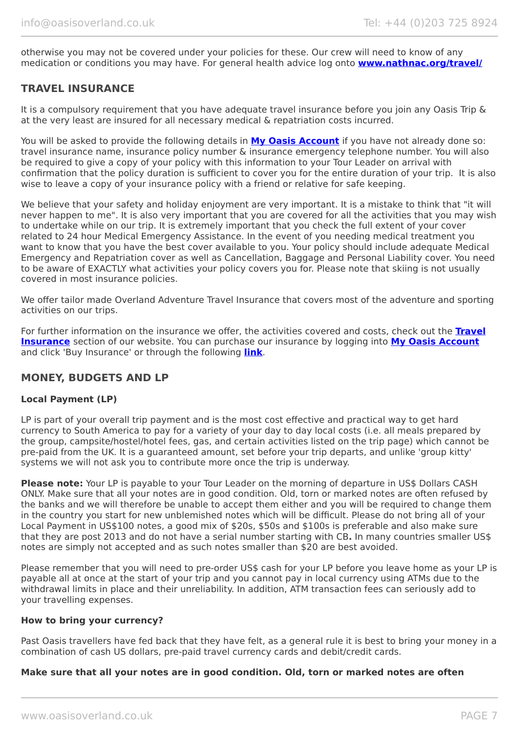otherwise you may not be covered under your policies for these. Our crew will need to know of any medication or conditions you may have. For general health advice log onto **www.nathnac.org/travel/**

## TRAVEL INSURANCE

It is a compulsory requirement that you have adequate travel insurance before you join any Oasis Trip & at the very least are insured for all necessary medical & repatriation costs incurred.

You will be asked to provide the following details in **My Oasis Account** if you have not already done so: travel insurance name, insurance policy number & insurance emergency telephone number. You will also be required to give a copy of your policy with this information to your Tour Leader on arrival with confirmation that the policy duration is sufficient to cover you for the entire duration of your trip. It is also wise to leave a copy of your insurance policy with a friend or relative for safe keeping.

We believe that your safety and holiday enjoyment are very important. It is a mistake to think that "it will never happen to me". It is also very important that you are covered for all the activities that you may wish to undertake while on our trip. It is extremely important that you check the full extent of your cover related to 24 hour Medical Emergency Assistance. In the event of you needing medical treatment you want to know that you have the best cover available to you. Your policy should include adequate Medical Emergency and Repatriation cover as well as Cancellation, Baggage and Personal Liability cover. You need to be aware of EXACTLY what activities your policy covers you for. Please note that skiing is not usually covered in most insurance policies.

We offer tailor made Overland Adventure Travel Insurance that covers most of the adventure and sporting activities on our trips.

For further information on the insurance we offer, the activities covered and costs, check out the **Travel Insurance** section of our website. You can purchase our insurance by logging into **My Oasis Account** and click 'Buy Insurance' or through the following **link**.

## MONEY, BUDGETS AND LP

**Local Payment (LP)**

LP is part of your overall trip payment and is the most cost effective and practical way to get hard currency to South America to pay for a variety of your day to day local costs (i.e. all meals prepared by the group, campsite/hostel/hotel fees, gas, and certain activities listed on the trip page) which cannot be pre-paid from the UK. It is a guaranteed amount, set before your trip departs, and unlike 'group kitty' systems we will not ask you to contribute more once the trip is underway.

**Please note:** Your LP is payable to your Tour Leader on the morning of departure in US$ Dollars CASH ONLY. Make sure that all your notes are in good condition. Old, torn or marked notes are often refused by the banks and we will therefore be unable to accept them either and you will be required to change them in the country you start for new unblemished notes which will be difficult. Please do not bring all of your Local Payment in US$100 notes, a good mix of $20s, $50s and $100s is preferable and also make sure that they are post 2013 and do not have a serial number starting with CB**.** In many countries smaller US$ notes are simply not accepted and as such notes smaller than $20 are best avoided.

Please remember that you will need to pre-order US$ cash for your LP before you leave home as your LP is payable all at once at the start of your trip and you cannot pay in local currency using ATMs due to the withdrawal limits in place and their unreliability. In addition, ATM transaction fees can seriously add to your travelling expenses.

**How to bring your currency?**

Past Oasis travellers have fed back that they have felt, as a general rule it is best to bring your money in a combination of cash US dollars, pre-paid travel currency cards and debit/credit cards.

**Make sure that all your notes are in good condition. Old, torn or marked notes are often**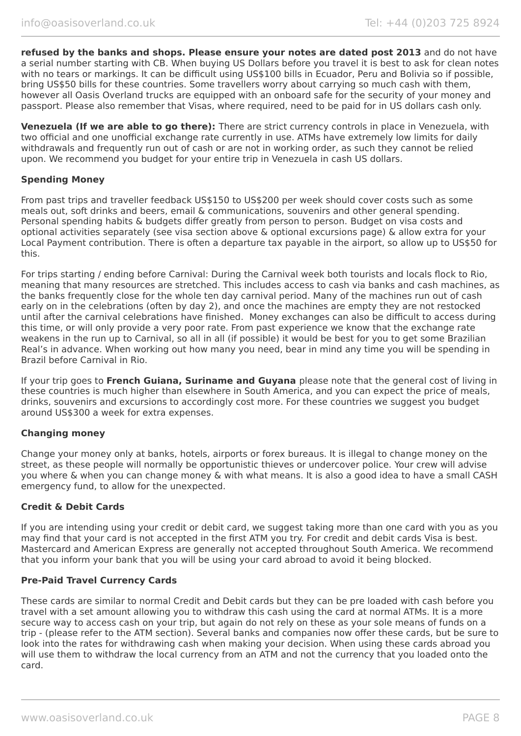**refused by the banks and shops. Please ensure your notes are dated post 2013** and do not have a serial number starting with CB. When buying US Dollars before you travel it is best to ask for clean notes with no tears or markings. It can be difficult using US$100 bills in Ecuador, Peru and Bolivia so if possible, bring US$50 bills for these countries. Some travellers worry about carrying so much cash with them, however all Oasis Overland trucks are equipped with an onboard safe for the security of your money and passport. Please also remember that Visas, where required, need to be paid for in US dollars cash only.

**Venezuela (If we are able to go there):** There are strict currency controls in place in Venezuela, with two official and one unofficial exchange rate currently in use. ATMs have extremely low limits for daily withdrawals and frequently run out of cash or are not in working order, as such they cannot be relied upon. We recommend you budget for your entire trip in Venezuela in cash US dollars.

**Spending Money**

From past trips and traveller feedback US$150 to US$200 per week should cover costs such as some meals out, soft drinks and beers, email & communications, souvenirs and other general spending. Personal spending habits & budgets differ greatly from person to person. Budget on visa costs and optional activities separately (see visa section above & optional excursions page) & allow extra for your Local Payment contribution. There is often a departure tax payable in the airport, so allow up to US$50 for this.

For trips starting / ending before Carnival: During the Carnival week both tourists and locals flock to Rio, meaning that many resources are stretched. This includes access to cash via banks and cash machines, as the banks frequently close for the whole ten day carnival period. Many of the machines run out of cash early on in the celebrations (often by day 2), and once the machines are empty they are not restocked until after the carnival celebrations have finished. Money exchanges can also be difficult to access during this time, or will only provide a very poor rate. From past experience we know that the exchange rate weakens in the run up to Carnival, so all in all (if possible) it would be best for you to get some Brazilian Real's in advance. When working out how many you need, bear in mind any time you will be spending in Brazil before Carnival in Rio.

If your trip goes to **French Guiana, Suriname and Guyana** please note that the general cost of living in these countries is much higher than elsewhere in South America, and you can expect the price of meals, drinks, souvenirs and excursions to accordingly cost more. For these countries we suggest you budget around US$300 a week for extra expenses.

**Changing money**

Change your money only at banks, hotels, airports or forex bureaus. It is illegal to change money on the street, as these people will normally be opportunistic thieves or undercover police. Your crew will advise you where & when you can change money & with what means. It is also a good idea to have a small CASH emergency fund, to allow for the unexpected.

**Credit & Debit Cards**

If you are intending using your credit or debit card, we suggest taking more than one card with you as you may find that your card is not accepted in the first ATM you try. For credit and debit cards Visa is best. Mastercard and American Express are generally not accepted throughout South America. We recommend that you inform your bank that you will be using your card abroad to avoid it being blocked.

**Pre-Paid Travel Currency Cards**

These cards are similar to normal Credit and Debit cards but they can be pre loaded with cash before you travel with a set amount allowing you to withdraw this cash using the card at normal ATMs. It is a more secure way to access cash on your trip, but again do not rely on these as your sole means of funds on a trip - (please refer to the ATM section). Several banks and companies now offer these cards, but be sure to look into the rates for withdrawing cash when making your decision. When using these cards abroad you will use them to withdraw the local currency from an ATM and not the currency that you loaded onto the card.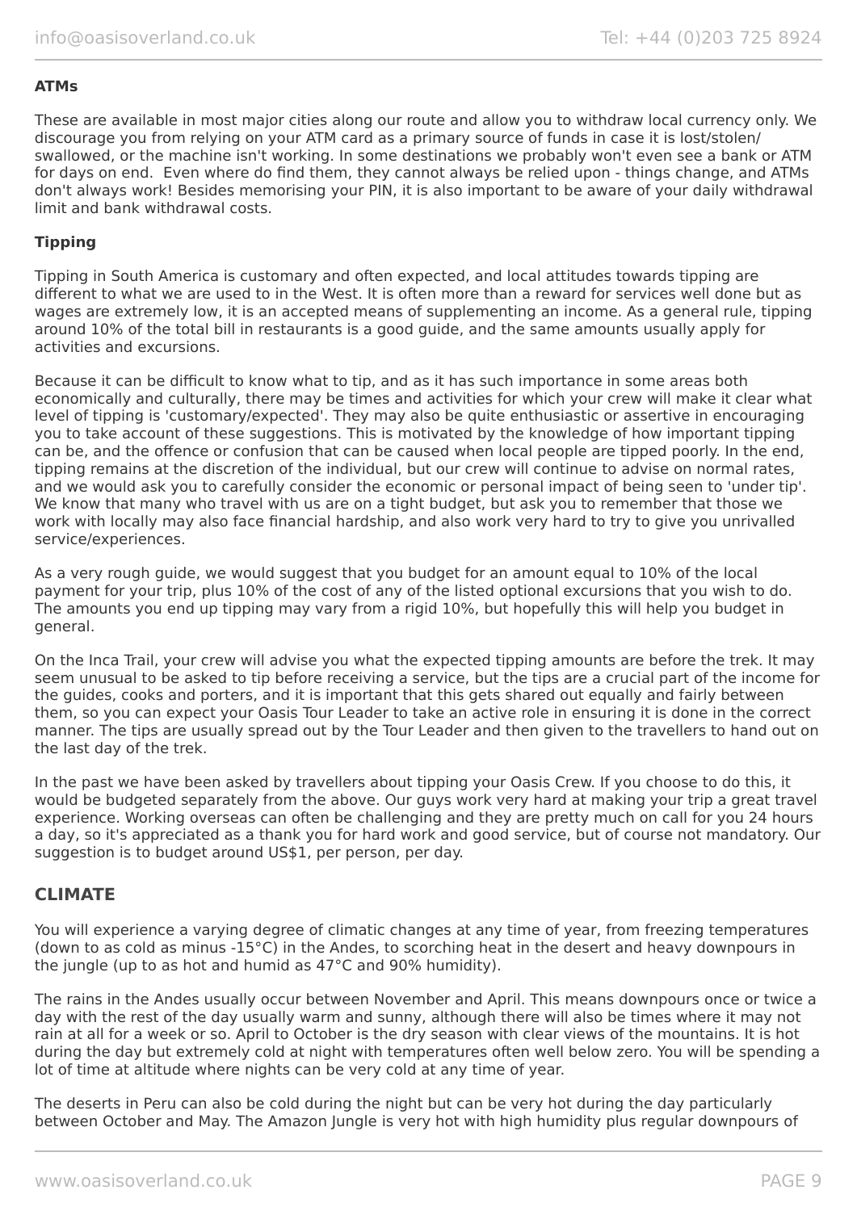**ATMs**

These are available in most major cities along our route and allow you to withdraw local currency only. We discourage you from relying on your ATM card as a primary source of funds in case it is lost/stolen/ swallowed, or the machine isn't working. In some destinations we probably won't even see a bank or ATM for days on end.  Even where do find them, they cannot always be relied upon - things change, and ATMs don't always work! Besides memorising your PIN, it is also important to be aware of your daily withdrawal limit and bank withdrawal costs.

**Tipping**

Tipping in South America is customary and often expected, and local attitudes towards tipping are different to what we are used to in the West. It is often more than a reward for services well done but as wages are extremely low, it is an accepted means of supplementing an income. As a general rule, tipping around 10% of the total bill in restaurants is a good guide, and the same amounts usually apply for activities and excursions.

Because it can be difficult to know what to tip, and as it has such importance in some areas both economically and culturally, there may be times and activities for which your crew will make it clear what level of tipping is 'customary/expected'. They may also be quite enthusiastic or assertive in encouraging you to take account of these suggestions. This is motivated by the knowledge of how important tipping can be, and the offence or confusion that can be caused when local people are tipped poorly. In the end, tipping remains at the discretion of the individual, but our crew will continue to advise on normal rates, and we would ask you to carefully consider the economic or personal impact of being seen to 'under tip'. We know that many who travel with us are on a tight budget, but ask you to remember that those we work with locally may also face financial hardship, and also work very hard to try to give you unrivalled service/experiences.

As a very rough guide, we would suggest that you budget for an amount equal to 10% of the local payment for your trip, plus 10% of the cost of any of the listed optional excursions that you wish to do. The amounts you end up tipping may vary from a rigid 10%, but hopefully this will help you budget in general.

On the Inca Trail, your crew will advise you what the expected tipping amounts are before the trek. It may seem unusual to be asked to tip before receiving a service, but the tips are a crucial part of the income for the guides, cooks and porters, and it is important that this gets shared out equally and fairly between them, so you can expect your Oasis Tour Leader to take an active role in ensuring it is done in the correct manner. The tips are usually spread out by the Tour Leader and then given to the travellers to hand out on the last day of the trek.

In the past we have been asked by travellers about tipping your Oasis Crew. If you choose to do this, it would be budgeted separately from the above. Our guys work very hard at making your trip a great travel experience. Working overseas can often be challenging and they are pretty much on call for you 24 hours a day, so it's appreciated as a thank you for hard work and good service, but of course not mandatory. Our suggestion is to budget around US$1, per person, per day.

## CLIMATE

You will experience a varying degree of climatic changes at any time of year, from freezing temperatures (down to as cold as minus -15°C) in the Andes, to scorching heat in the desert and heavy downpours in the jungle (up to as hot and humid as 47°C and 90% humidity).

The rains in the Andes usually occur between November and April. This means downpours once or twice a day with the rest of the day usually warm and sunny, although there will also be times where it may not rain at all for a week or so. April to October is the dry season with clear views of the mountains. It is hot during the day but extremely cold at night with temperatures often well below zero. You will be spending a lot of time at altitude where nights can be very cold at any time of year.

The deserts in Peru can also be cold during the night but can be very hot during the day particularly between October and May. The Amazon Jungle is very hot with high humidity plus regular downpours of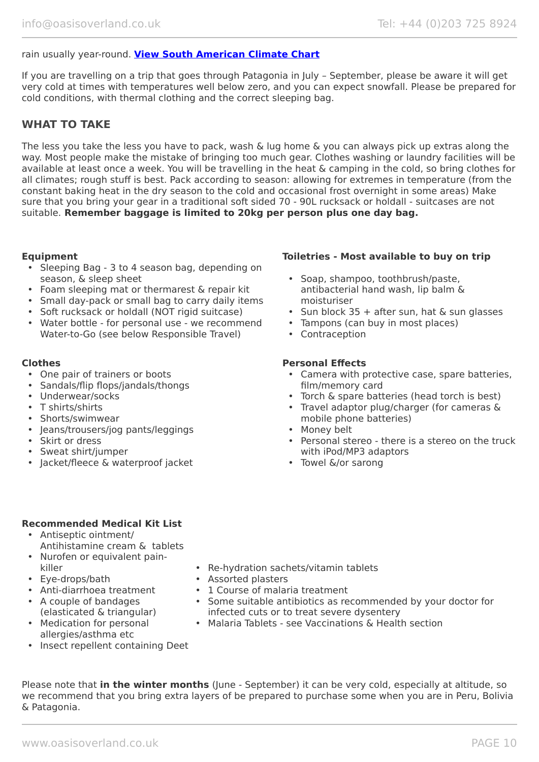rain usually year-round. **[View South American Climate Chart]**

If you are travelling on a trip that goes through Patagonia in July – September, please be aware it will get very cold at times with temperatures well below zero, and you can expect snowfall. Please be prepared for cold conditions, with thermal clothing and the correct sleeping bag.

## WHAT TO TAKE

The less you take the less you have to pack, wash & lug home & you can always pick up extras along the way. Most people make the mistake of bringing too much gear. Clothes washing or laundry facilities will be available at least once a week. You will be travelling in the heat & camping in the cold, so bring clothes for all climates; rough stuff is best. Pack according to season: allowing for extremes in temperature (from the constant baking heat in the dry season to the cold and occasional frost overnight in some areas) Make sure that you bring your gear in a traditional soft sided 70 - 90L rucksack or holdall - suitcases are not suitable. **Remember baggage is limited to 20kg per person plus one day bag.**

**Equipment**

- Sleeping Bag - 3 to 4 season bag, depending on season, & sleep sheet
- Foam sleeping mat or thermarest & repair kit
- Small day-pack or small bag to carry daily items
- Soft rucksack or holdall (NOT rigid suitcase)
- Water bottle - for personal use - we recommend Water-to-Go (see below Responsible Travel)

**Clothes**

- One pair of trainers or boots
- Sandals/flip flops/jandals/thongs
- Underwear/socks
- T shirts/shirts
- Shorts/swimwear
- Jeans/trousers/jog pants/leggings
- Skirt or dress
- Sweat shirt/jumper
- Jacket/fleece & waterproof jacket

**Toiletries - Most available to buy on trip**

- Soap, shampoo, toothbrush/paste, antibacterial hand wash, lip balm & moisturiser
- Sun block 35 + after sun, hat & sun glasses
- Tampons (can buy in most places)
- Contraception

**Personal Effects**

- Camera with protective case, spare batteries, film/memory card
- Torch & spare batteries (head torch is best)
- Travel adaptor plug/charger (for cameras & mobile phone batteries)
- Money belt
- Personal stereo - there is a stereo on the truck with iPod/MP3 adaptors
- Towel &/or sarong

**Recommended Medical Kit List**

- Antiseptic ointment/ Antihistamine cream & tablets
- Nurofen or equivalent pain-killer
- Eye-drops/bath
- Anti-diarrhoea treatment
- A couple of bandages (elasticated & triangular)
- Medication for personal allergies/asthma etc
- Insect repellent containing Deet
- Re-hydration sachets/vitamin tablets
- Assorted plasters
- 1 Course of malaria treatment
- Some suitable antibiotics as recommended by your doctor for infected cuts or to treat severe dysentery
- Malaria Tablets - see Vaccinations & Health section

Please note that **in the winter months** (June - September) it can be very cold, especially at altitude, so we recommend that you bring extra layers of be prepared to purchase some when you are in Peru, Bolivia & Patagonia.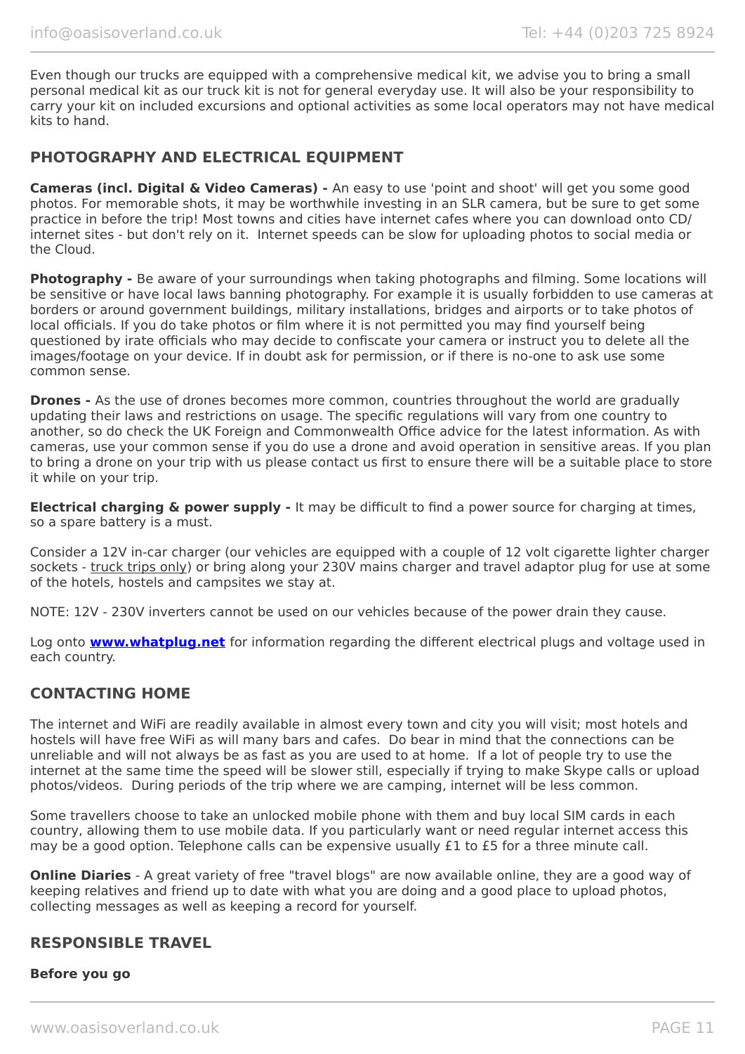Even though our trucks are equipped with a comprehensive medical kit, we advise you to bring a small personal medical kit as our truck kit is not for general everyday use. It will also be your responsibility to carry your kit on included excursions and optional activities as some local operators may not have medical kits to hand.

## PHOTOGRAPHY AND ELECTRICAL EQUIPMENT

**Cameras (incl. Digital & Video Cameras) -** An easy to use 'point and shoot' will get you some good photos. For memorable shots, it may be worthwhile investing in an SLR camera, but be sure to get some practice in before the trip! Most towns and cities have internet cafes where you can download onto CD/ internet sites - but don't rely on it. Internet speeds can be slow for uploading photos to social media or the Cloud.

**Photography -** Be aware of your surroundings when taking photographs and filming. Some locations will be sensitive or have local laws banning photography. For example it is usually forbidden to use cameras at borders or around government buildings, military installations, bridges and airports or to take photos of local officials. If you do take photos or film where it is not permitted you may find yourself being questioned by irate officials who may decide to confiscate your camera or instruct you to delete all the images/footage on your device. If in doubt ask for permission, or if there is no-one to ask use some common sense.

**Drones -** As the use of drones becomes more common, countries throughout the world are gradually updating their laws and restrictions on usage. The specific regulations will vary from one country to another, so do check the UK Foreign and Commonwealth Office advice for the latest information. As with cameras, use your common sense if you do use a drone and avoid operation in sensitive areas. If you plan to bring a drone on your trip with us please contact us first to ensure there will be a suitable place to store it while on your trip.

**Electrical charging & power supply -** It may be difficult to find a power source for charging at times, so a spare battery is a must.

Consider a 12V in-car charger (our vehicles are equipped with a couple of 12 volt cigarette lighter charger sockets - truck trips only) or bring along your 230V mains charger and travel adaptor plug for use at some of the hotels, hostels and campsites we stay at.

NOTE: 12V - 230V inverters cannot be used on our vehicles because of the power drain they cause.

Log onto **www.whatplug.net** for information regarding the different electrical plugs and voltage used in each country.

## CONTACTING HOME

The internet and WiFi are readily available in almost every town and city you will visit; most hotels and hostels will have free WiFi as will many bars and cafes. Do bear in mind that the connections can be unreliable and will not always be as fast as you are used to at home. If a lot of people try to use the internet at the same time the speed will be slower still, especially if trying to make Skype calls or upload photos/videos. During periods of the trip where we are camping, internet will be less common.

Some travellers choose to take an unlocked mobile phone with them and buy local SIM cards in each country, allowing them to use mobile data. If you particularly want or need regular internet access this may be a good option. Telephone calls can be expensive usually £1 to £5 for a three minute call.

**Online Diaries** - A great variety of free "travel blogs" are now available online, they are a good way of keeping relatives and friend up to date with what you are doing and a good place to upload photos, collecting messages as well as keeping a record for yourself.

## RESPONSIBLE TRAVEL

**Before you go**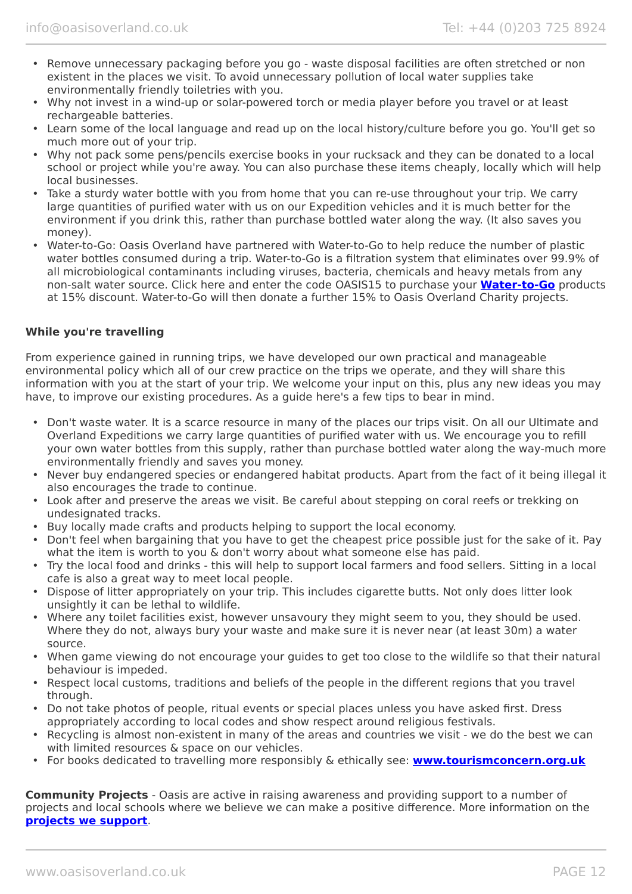- Remove unnecessary packaging before you go - waste disposal facilities are often stretched or non existent in the places we visit. To avoid unnecessary pollution of local water supplies take environmentally friendly toiletries with you.
- Why not invest in a wind-up or solar-powered torch or media player before you travel or at least rechargeable batteries.
- Learn some of the local language and read up on the local history/culture before you go. You'll get so much more out of your trip.
- Why not pack some pens/pencils exercise books in your rucksack and they can be donated to a local school or project while you're away. You can also purchase these items cheaply, locally which will help local businesses.
- Take a sturdy water bottle with you from home that you can re-use throughout your trip. We carry large quantities of purified water with us on our Expedition vehicles and it is much better for the environment if you drink this, rather than purchase bottled water along the way. (It also saves you money).
- Water-to-Go: Oasis Overland have partnered with Water-to-Go to help reduce the number of plastic water bottles consumed during a trip. Water-to-Go is a filtration system that eliminates over 99.9% of all microbiological contaminants including viruses, bacteria, chemicals and heavy metals from any non-salt water source. Click here and enter the code OASIS15 to purchase your **Water-to-Go** products at 15% discount. Water-to-Go will then donate a further 15% to Oasis Overland Charity projects.

**While you're travelling**

From experience gained in running trips, we have developed our own practical and manageable environmental policy which all of our crew practice on the trips we operate, and they will share this information with you at the start of your trip. We welcome your input on this, plus any new ideas you may have, to improve our existing procedures. As a guide here's a few tips to bear in mind.

- Don't waste water. It is a scarce resource in many of the places our trips visit. On all our Ultimate and Overland Expeditions we carry large quantities of purified water with us. We encourage you to refill your own water bottles from this supply, rather than purchase bottled water along the way-much more environmentally friendly and saves you money.
- Never buy endangered species or endangered habitat products. Apart from the fact of it being illegal it also encourages the trade to continue.
- Look after and preserve the areas we visit. Be careful about stepping on coral reefs or trekking on undesignated tracks.
- Buy locally made crafts and products helping to support the local economy.
- Don't feel when bargaining that you have to get the cheapest price possible just for the sake of it. Pay what the item is worth to you & don't worry about what someone else has paid.
- Try the local food and drinks - this will help to support local farmers and food sellers. Sitting in a local cafe is also a great way to meet local people.
- Dispose of litter appropriately on your trip. This includes cigarette butts. Not only does litter look unsightly it can be lethal to wildlife.
- Where any toilet facilities exist, however unsavoury they might seem to you, they should be used. Where they do not, always bury your waste and make sure it is never near (at least 30m) a water source.
- When game viewing do not encourage your guides to get too close to the wildlife so that their natural behaviour is impeded.
- Respect local customs, traditions and beliefs of the people in the different regions that you travel through.
- Do not take photos of people, ritual events or special places unless you have asked first. Dress appropriately according to local codes and show respect around religious festivals.
- Recycling is almost non-existent in many of the areas and countries we visit - we do the best we can with limited resources & space on our vehicles.
- For books dedicated to travelling more responsibly & ethically see: **www.tourismconcern.org.uk**

**Community Projects** - Oasis are active in raising awareness and providing support to a number of projects and local schools where we believe we can make a positive difference. More information on the **projects we support**.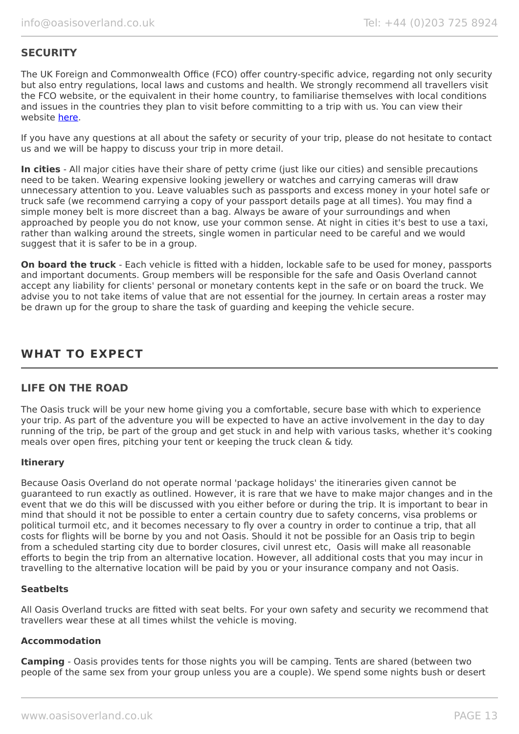## SECURITY

The UK Foreign and Commonwealth Office (FCO) offer country-specific advice, regarding not only security but also entry regulations, local laws and customs and health. We strongly recommend all travellers visit the FCO website, or the equivalent in their home country, to familiarise themselves with local conditions and issues in the countries they plan to visit before committing to a trip with us. You can view their website here.

If you have any questions at all about the safety or security of your trip, please do not hesitate to contact us and we will be happy to discuss your trip in more detail.

**In cities** - All major cities have their share of petty crime (just like our cities) and sensible precautions need to be taken. Wearing expensive looking jewellery or watches and carrying cameras will draw unnecessary attention to you. Leave valuables such as passports and excess money in your hotel safe or truck safe (we recommend carrying a copy of your passport details page at all times). You may find a simple money belt is more discreet than a bag. Always be aware of your surroundings and when approached by people you do not know, use your common sense. At night in cities it's best to use a taxi, rather than walking around the streets, single women in particular need to be careful and we would suggest that it is safer to be in a group.

**On board the truck** - Each vehicle is fitted with a hidden, lockable safe to be used for money, passports and important documents. Group members will be responsible for the safe and Oasis Overland cannot accept any liability for clients' personal or monetary contents kept in the safe or on board the truck. We advise you to not take items of value that are not essential for the journey. In certain areas a roster may be drawn up for the group to share the task of guarding and keeping the vehicle secure.

# WHAT TO EXPECT

## LIFE ON THE ROAD

The Oasis truck will be your new home giving you a comfortable, secure base with which to experience your trip. As part of the adventure you will be expected to have an active involvement in the day to day running of the trip, be part of the group and get stuck in and help with various tasks, whether it's cooking meals over open fires, pitching your tent or keeping the truck clean & tidy.

### Itinerary

Because Oasis Overland do not operate normal 'package holidays' the itineraries given cannot be guaranteed to run exactly as outlined. However, it is rare that we have to make major changes and in the event that we do this will be discussed with you either before or during the trip. It is important to bear in mind that should it not be possible to enter a certain country due to safety concerns, visa problems or political turmoil etc, and it becomes necessary to fly over a country in order to continue a trip, that all costs for flights will be borne by you and not Oasis. Should it not be possible for an Oasis trip to begin from a scheduled starting city due to border closures, civil unrest etc, Oasis will make all reasonable efforts to begin the trip from an alternative location. However, all additional costs that you may incur in travelling to the alternative location will be paid by you or your insurance company and not Oasis.

### Seatbelts

All Oasis Overland trucks are fitted with seat belts. For your own safety and security we recommend that travellers wear these at all times whilst the vehicle is moving.

### Accommodation

**Camping** - Oasis provides tents for those nights you will be camping. Tents are shared (between two people of the same sex from your group unless you are a couple). We spend some nights bush or desert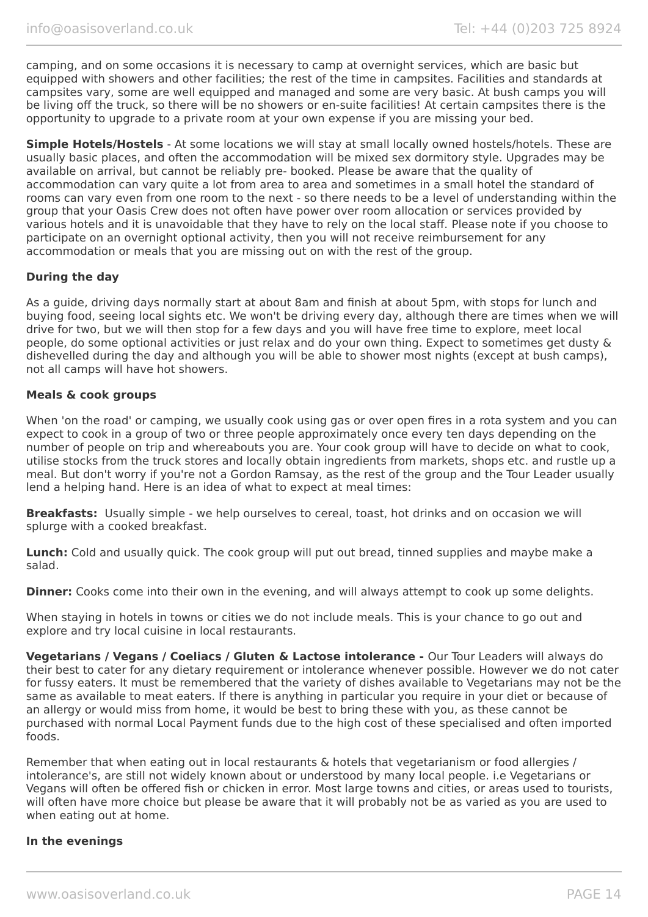camping, and on some occasions it is necessary to camp at overnight services, which are basic but equipped with showers and other facilities; the rest of the time in campsites. Facilities and standards at campsites vary, some are well equipped and managed and some are very basic. At bush camps you will be living off the truck, so there will be no showers or en-suite facilities! At certain campsites there is the opportunity to upgrade to a private room at your own expense if you are missing your bed.

**Simple Hotels/Hostels** - At some locations we will stay at small locally owned hostels/hotels. These are usually basic places, and often the accommodation will be mixed sex dormitory style. Upgrades may be available on arrival, but cannot be reliably pre- booked. Please be aware that the quality of accommodation can vary quite a lot from area to area and sometimes in a small hotel the standard of rooms can vary even from one room to the next - so there needs to be a level of understanding within the group that your Oasis Crew does not often have power over room allocation or services provided by various hotels and it is unavoidable that they have to rely on the local staff. Please note if you choose to participate on an overnight optional activity, then you will not receive reimbursement for any accommodation or meals that you are missing out on with the rest of the group.

**During the day**

As a guide, driving days normally start at about 8am and finish at about 5pm, with stops for lunch and buying food, seeing local sights etc. We won't be driving every day, although there are times when we will drive for two, but we will then stop for a few days and you will have free time to explore, meet local people, do some optional activities or just relax and do your own thing. Expect to sometimes get dusty & dishevelled during the day and although you will be able to shower most nights (except at bush camps), not all camps will have hot showers.

**Meals & cook groups**

When 'on the road' or camping, we usually cook using gas or over open fires in a rota system and you can expect to cook in a group of two or three people approximately once every ten days depending on the number of people on trip and whereabouts you are. Your cook group will have to decide on what to cook, utilise stocks from the truck stores and locally obtain ingredients from markets, shops etc. and rustle up a meal. But don't worry if you're not a Gordon Ramsay, as the rest of the group and the Tour Leader usually lend a helping hand. Here is an idea of what to expect at meal times:

**Breakfasts:** Usually simple - we help ourselves to cereal, toast, hot drinks and on occasion we will splurge with a cooked breakfast.

**Lunch:** Cold and usually quick. The cook group will put out bread, tinned supplies and maybe make a salad.

**Dinner:** Cooks come into their own in the evening, and will always attempt to cook up some delights.

When staying in hotels in towns or cities we do not include meals. This is your chance to go out and explore and try local cuisine in local restaurants.

**Vegetarians / Vegans / Coeliacs / Gluten & Lactose intolerance -** Our Tour Leaders will always do their best to cater for any dietary requirement or intolerance whenever possible. However we do not cater for fussy eaters. It must be remembered that the variety of dishes available to Vegetarians may not be the same as available to meat eaters. If there is anything in particular you require in your diet or because of an allergy or would miss from home, it would be best to bring these with you, as these cannot be purchased with normal Local Payment funds due to the high cost of these specialised and often imported foods.

Remember that when eating out in local restaurants & hotels that vegetarianism or food allergies / intolerance's, are still not widely known about or understood by many local people. i.e Vegetarians or Vegans will often be offered fish or chicken in error. Most large towns and cities, or areas used to tourists, will often have more choice but please be aware that it will probably not be as varied as you are used to when eating out at home.

**In the evenings**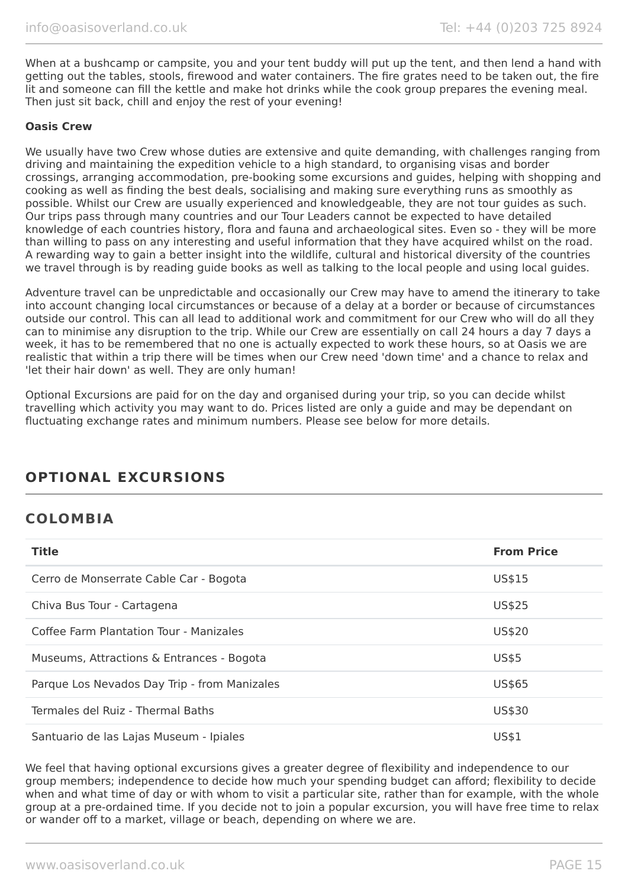When at a bushcamp or campsite, you and your tent buddy will put up the tent, and then lend a hand with getting out the tables, stools, firewood and water containers. The fire grates need to be taken out, the fire lit and someone can fill the kettle and make hot drinks while the cook group prepares the evening meal. Then just sit back, chill and enjoy the rest of your evening!

**Oasis Crew**

We usually have two Crew whose duties are extensive and quite demanding, with challenges ranging from driving and maintaining the expedition vehicle to a high standard, to organising visas and border crossings, arranging accommodation, pre-booking some excursions and guides, helping with shopping and cooking as well as finding the best deals, socialising and making sure everything runs as smoothly as possible. Whilst our Crew are usually experienced and knowledgeable, they are not tour guides as such. Our trips pass through many countries and our Tour Leaders cannot be expected to have detailed knowledge of each countries history, flora and fauna and archaeological sites. Even so - they will be more than willing to pass on any interesting and useful information that they have acquired whilst on the road. A rewarding way to gain a better insight into the wildlife, cultural and historical diversity of the countries we travel through is by reading guide books as well as talking to the local people and using local guides.

Adventure travel can be unpredictable and occasionally our Crew may have to amend the itinerary to take into account changing local circumstances or because of a delay at a border or because of circumstances outside our control. This can all lead to additional work and commitment for our Crew who will do all they can to minimise any disruption to the trip. While our Crew are essentially on call 24 hours a day 7 days a week, it has to be remembered that no one is actually expected to work these hours, so at Oasis we are realistic that within a trip there will be times when our Crew need 'down time' and a chance to relax and 'let their hair down' as well. They are only human!

Optional Excursions are paid for on the day and organised during your trip, so you can decide whilst travelling which activity you may want to do. Prices listed are only a guide and may be dependant on fluctuating exchange rates and minimum numbers. Please see below for more details.

## OPTIONAL EXCURSIONS

## COLOMBIA

| Title | From Price |
| --- | --- |
| Cerro de Monserrate Cable Car - Bogota | US$15 |
| Chiva Bus Tour - Cartagena | US$25 |
| Coffee Farm Plantation Tour - Manizales | US$20 |
| Museums, Attractions & Entrances - Bogota | US$5 |
| Parque Los Nevados Day Trip - from Manizales | US$65 |
| Termales del Ruiz - Thermal Baths | US$30 |
| Santuario de las Lajas Museum - Ipiales | US$1 |

We feel that having optional excursions gives a greater degree of flexibility and independence to our group members; independence to decide how much your spending budget can afford; flexibility to decide when and what time of day or with whom to visit a particular site, rather than for example, with the whole group at a pre-ordained time. If you decide not to join a popular excursion, you will have free time to relax or wander off to a market, village or beach, depending on where we are.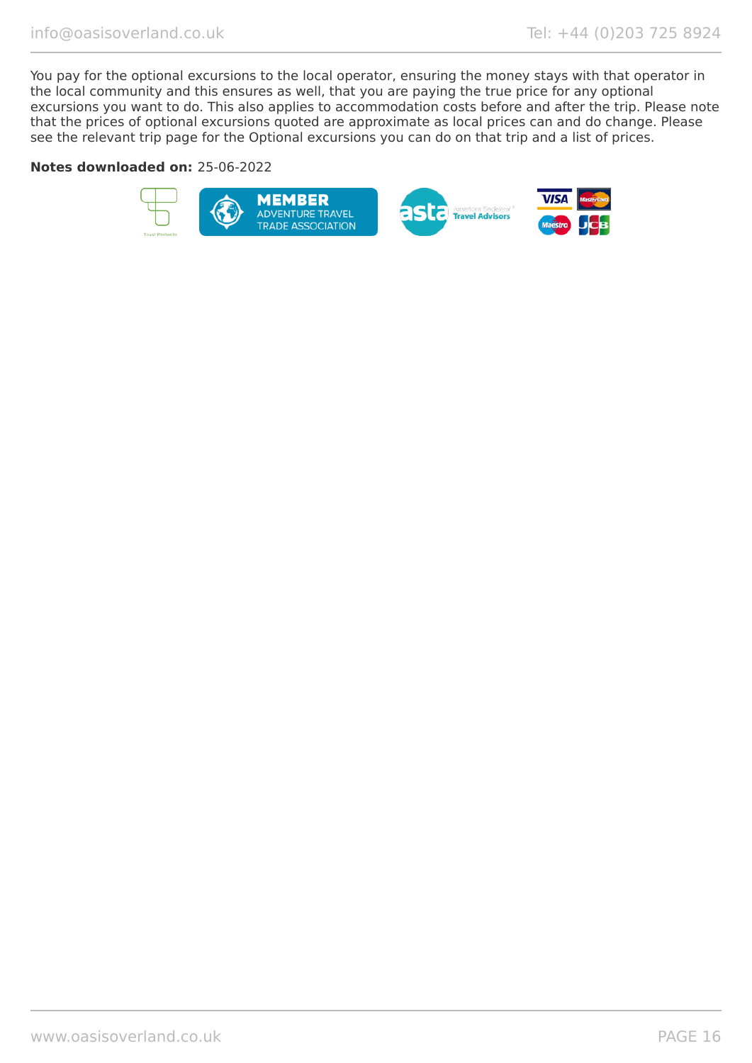You pay for the optional excursions to the local operator, ensuring the money stays with that operator in the local community and this ensures as well, that you are paying the true price for any optional excursions you want to do. This also applies to accommodation costs before and after the trip. Please note that the prices of optional excursions quoted are approximate as local prices can and do change. Please see the relevant trip page for the Optional excursions you can do on that trip and a list of prices.

**Notes downloaded on:** 25-06-2022